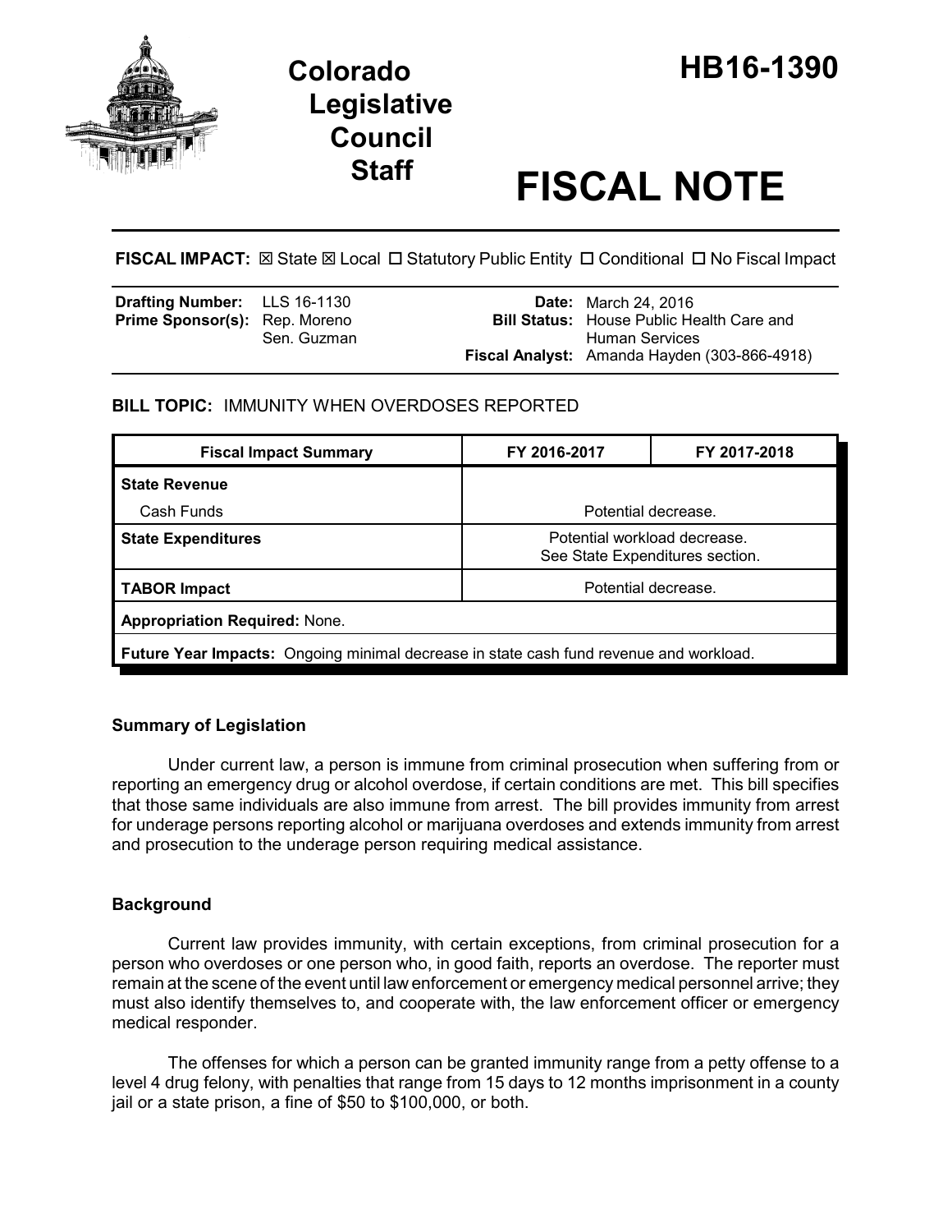# Colorado Legislative Council Staff

# HB16-1390

# FISCAL NOTE

**FISCAL IMPACT:** ☒ State ☒ Local ☐ Statutory Public Entity ☐ Conditional ☐ No Fiscal Impact

| | | | |
|---|---|---|---|
| **Drafting Number:** | LLS 16-1130 | **Date:** | March 24, 2016 |
| **Prime Sponsor(s):** | Rep. Moreno<br>Sen. Guzman | **Bill Status:** | House Public Health Care and Human Services |
| | | **Fiscal Analyst:** | Amanda Hayden (303-866-4918) |

## BILL TOPIC: IMMUNITY WHEN OVERDOSES REPORTED

| Fiscal Impact Summary | FY 2016-2017 | FY 2017-2018 |
|---|---|---|
| **State Revenue** | | |
| Cash Funds | Potential decrease. | |
| **State Expenditures** | Potential workload decrease.<br>See State Expenditures section. | |
| **TABOR Impact** | Potential decrease. | |
| **Appropriation Required:** None. | | |
| **Future Year Impacts:** Ongoing minimal decrease in state cash fund revenue and workload. | | |

### Summary of Legislation

Under current law, a person is immune from criminal prosecution when suffering from or reporting an emergency drug or alcohol overdose, if certain conditions are met. This bill specifies that those same individuals are also immune from arrest. The bill provides immunity from arrest for underage persons reporting alcohol or marijuana overdoses and extends immunity from arrest and prosecution to the underage person requiring medical assistance.

### Background

Current law provides immunity, with certain exceptions, from criminal prosecution for a person who overdoses or one person who, in good faith, reports an overdose. The reporter must remain at the scene of the event until law enforcement or emergency medical personnel arrive; they must also identify themselves to, and cooperate with, the law enforcement officer or emergency medical responder.

The offenses for which a person can be granted immunity range from a petty offense to a level 4 drug felony, with penalties that range from 15 days to 12 months imprisonment in a county jail or a state prison, a fine of $50 to $100,000, or both.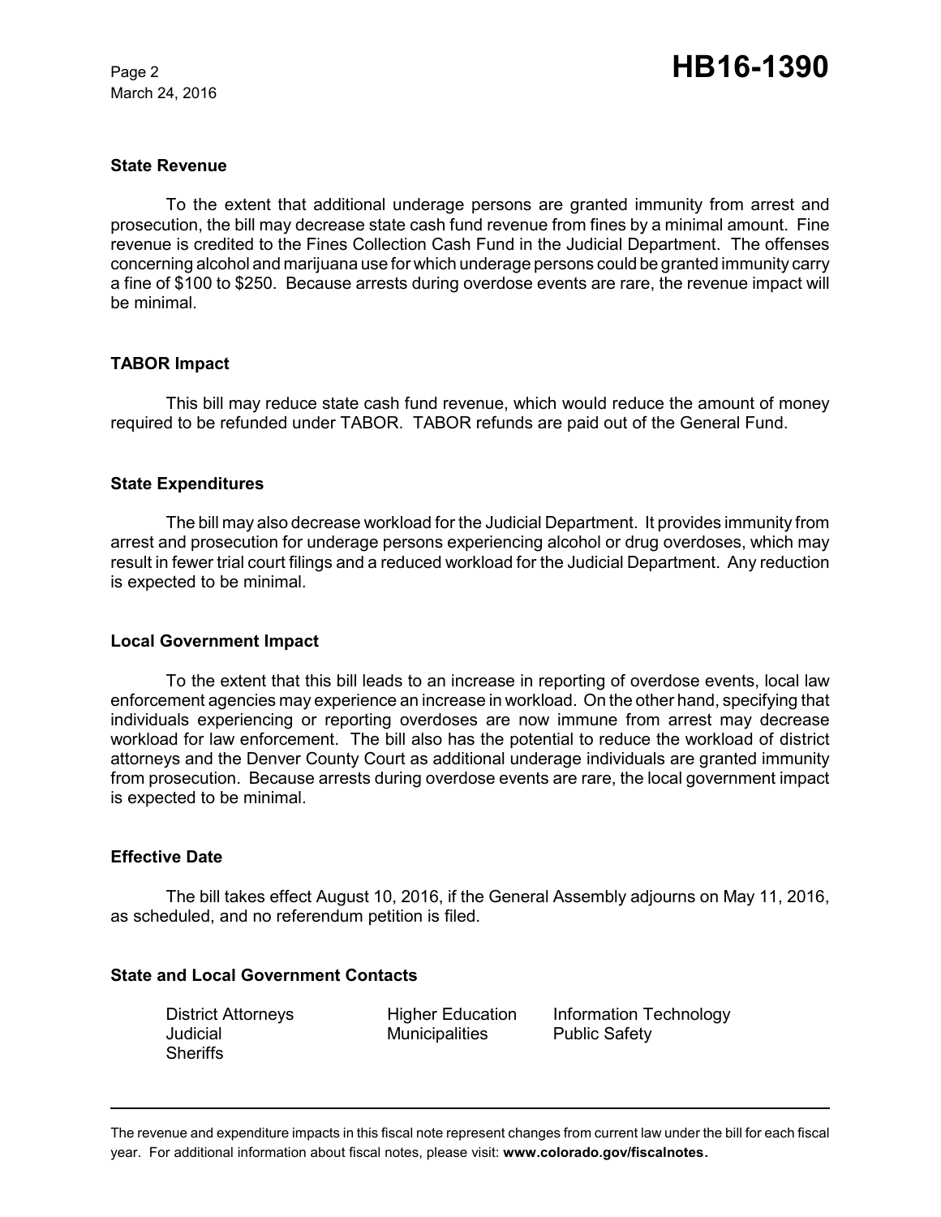### State Revenue

To the extent that additional underage persons are granted immunity from arrest and prosecution, the bill may decrease state cash fund revenue from fines by a minimal amount. Fine revenue is credited to the Fines Collection Cash Fund in the Judicial Department. The offenses concerning alcohol and marijuana use for which underage persons could be granted immunity carry a fine of $100 to $250. Because arrests during overdose events are rare, the revenue impact will be minimal.

### TABOR Impact

This bill may reduce state cash fund revenue, which would reduce the amount of money required to be refunded under TABOR. TABOR refunds are paid out of the General Fund.

### State Expenditures

The bill may also decrease workload for the Judicial Department. It provides immunity from arrest and prosecution for underage persons experiencing alcohol or drug overdoses, which may result in fewer trial court filings and a reduced workload for the Judicial Department. Any reduction is expected to be minimal.

### Local Government Impact

To the extent that this bill leads to an increase in reporting of overdose events, local law enforcement agencies may experience an increase in workload. On the other hand, specifying that individuals experiencing or reporting overdoses are now immune from arrest may decrease workload for law enforcement. The bill also has the potential to reduce the workload of district attorneys and the Denver County Court as additional underage individuals are granted immunity from prosecution. Because arrests during overdose events are rare, the local government impact is expected to be minimal.

### Effective Date

The bill takes effect August 10, 2016, if the General Assembly adjourns on May 11, 2016, as scheduled, and no referendum petition is filed.

### State and Local Government Contacts

| | | |
|---|---|---|
| District Attorneys | Higher Education | Information Technology |
| Judicial | Municipalities | Public Safety |
| Sheriffs | | |

The revenue and expenditure impacts in this fiscal note represent changes from current law under the bill for each fiscal year. For additional information about fiscal notes, please visit: **www.colorado.gov/fiscalnotes.**